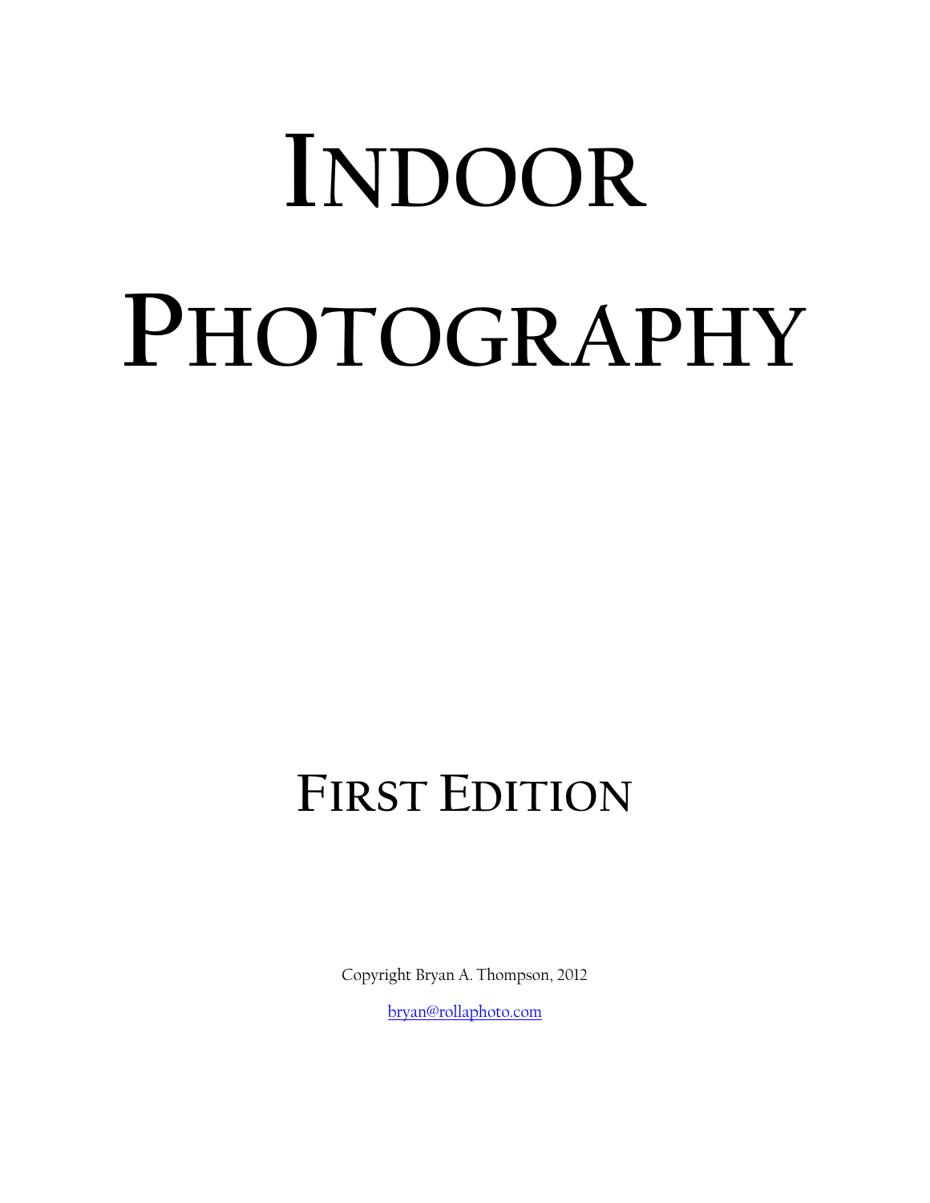# Indoor Photography

## First Edition

Copyright Bryan A. Thompson, 2012

bryan@rollaphoto.com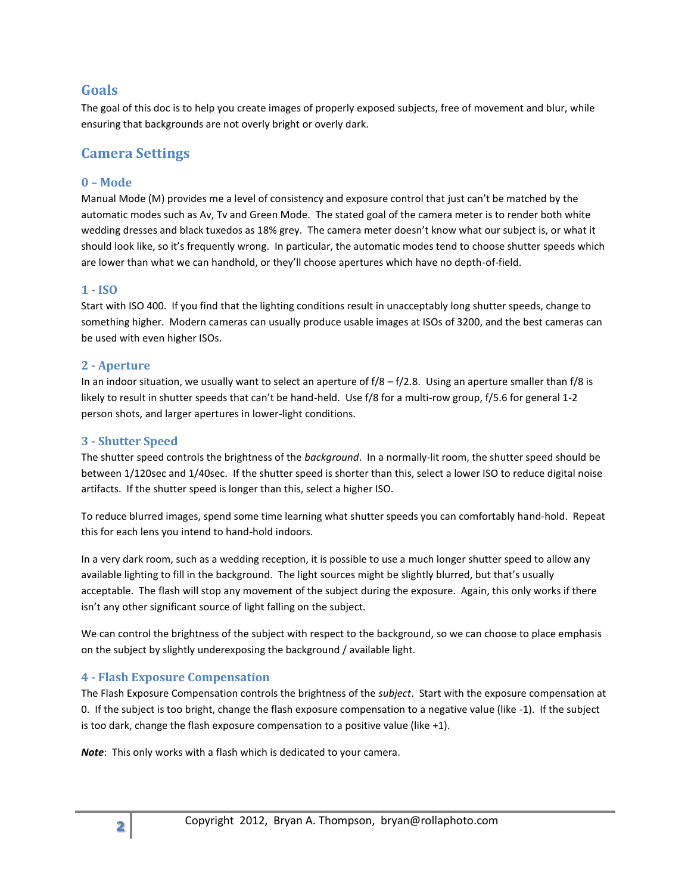## Goals

The goal of this doc is to help you create images of properly exposed subjects, free of movement and blur, while ensuring that backgrounds are not overly bright or overly dark.

## Camera Settings

### 0 – Mode

Manual Mode (M) provides me a level of consistency and exposure control that just can't be matched by the automatic modes such as Av, Tv and Green Mode. The stated goal of the camera meter is to render both white wedding dresses and black tuxedos as 18% grey. The camera meter doesn't know what our subject is, or what it should look like, so it's frequently wrong. In particular, the automatic modes tend to choose shutter speeds which are lower than what we can handhold, or they'll choose apertures which have no depth-of-field.

### 1 - ISO

Start with ISO 400. If you find that the lighting conditions result in unacceptably long shutter speeds, change to something higher. Modern cameras can usually produce usable images at ISOs of 3200, and the best cameras can be used with even higher ISOs.

### 2 - Aperture

In an indoor situation, we usually want to select an aperture of f/8 – f/2.8. Using an aperture smaller than f/8 is likely to result in shutter speeds that can't be hand-held. Use f/8 for a multi-row group, f/5.6 for general 1-2 person shots, and larger apertures in lower-light conditions.

### 3 - Shutter Speed

The shutter speed controls the brightness of the *background*. In a normally-lit room, the shutter speed should be between 1/120sec and 1/40sec. If the shutter speed is shorter than this, select a lower ISO to reduce digital noise artifacts. If the shutter speed is longer than this, select a higher ISO.

To reduce blurred images, spend some time learning what shutter speeds you can comfortably hand-hold. Repeat this for each lens you intend to hand-hold indoors.

In a very dark room, such as a wedding reception, it is possible to use a much longer shutter speed to allow any available lighting to fill in the background. The light sources might be slightly blurred, but that's usually acceptable. The flash will stop any movement of the subject during the exposure. Again, this only works if there isn't any other significant source of light falling on the subject.

We can control the brightness of the subject with respect to the background, so we can choose to place emphasis on the subject by slightly underexposing the background / available light.

### 4 - Flash Exposure Compensation

The Flash Exposure Compensation controls the brightness of the *subject*. Start with the exposure compensation at 0. If the subject is too bright, change the flash exposure compensation to a negative value (like -1). If the subject is too dark, change the flash exposure compensation to a positive value (like +1).

***Note***: This only works with a flash which is dedicated to your camera.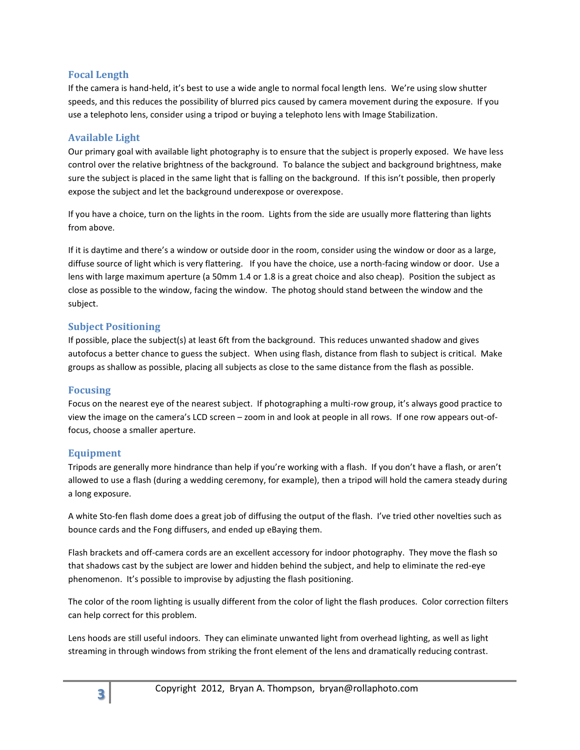## Focal Length

If the camera is hand-held, it's best to use a wide angle to normal focal length lens. We're using slow shutter speeds, and this reduces the possibility of blurred pics caused by camera movement during the exposure. If you use a telephoto lens, consider using a tripod or buying a telephoto lens with Image Stabilization.

## Available Light

Our primary goal with available light photography is to ensure that the subject is properly exposed. We have less control over the relative brightness of the background. To balance the subject and background brightness, make sure the subject is placed in the same light that is falling on the background. If this isn't possible, then properly expose the subject and let the background underexpose or overexpose.

If you have a choice, turn on the lights in the room. Lights from the side are usually more flattering than lights from above.

If it is daytime and there's a window or outside door in the room, consider using the window or door as a large, diffuse source of light which is very flattering. If you have the choice, use a north-facing window or door. Use a lens with large maximum aperture (a 50mm 1.4 or 1.8 is a great choice and also cheap). Position the subject as close as possible to the window, facing the window. The photog should stand between the window and the subject.

## Subject Positioning

If possible, place the subject(s) at least 6ft from the background. This reduces unwanted shadow and gives autofocus a better chance to guess the subject. When using flash, distance from flash to subject is critical. Make groups as shallow as possible, placing all subjects as close to the same distance from the flash as possible.

## Focusing

Focus on the nearest eye of the nearest subject. If photographing a multi-row group, it's always good practice to view the image on the camera's LCD screen – zoom in and look at people in all rows. If one row appears out-of-focus, choose a smaller aperture.

## Equipment

Tripods are generally more hindrance than help if you're working with a flash. If you don't have a flash, or aren't allowed to use a flash (during a wedding ceremony, for example), then a tripod will hold the camera steady during a long exposure.

A white Sto-fen flash dome does a great job of diffusing the output of the flash. I've tried other novelties such as bounce cards and the Fong diffusers, and ended up eBaying them.

Flash brackets and off-camera cords are an excellent accessory for indoor photography. They move the flash so that shadows cast by the subject are lower and hidden behind the subject, and help to eliminate the red-eye phenomenon. It's possible to improvise by adjusting the flash positioning.

The color of the room lighting is usually different from the color of light the flash produces. Color correction filters can help correct for this problem.

Lens hoods are still useful indoors. They can eliminate unwanted light from overhead lighting, as well as light streaming in through windows from striking the front element of the lens and dramatically reducing contrast.

Copyright 2012, Bryan A. Thompson, bryan@rollaphoto.com